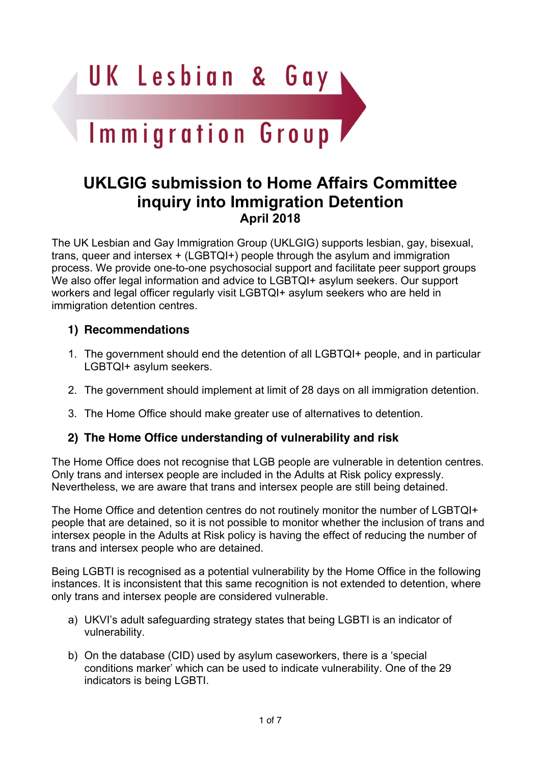UK Lesbian & Gay Immigration Group

# UKLGIG submission to Home Affairs Committee inquiry into Immigration Detention

**April 2018**

The UK Lesbian and Gay Immigration Group (UKLGIG) supports lesbian, gay, bisexual, trans, queer and intersex + (LGBTQI+) people through the asylum and immigration process. We provide one-to-one psychosocial support and facilitate peer support groups We also offer legal information and advice to LGBTQI+ asylum seekers. Our support workers and legal officer regularly visit LGBTQI+ asylum seekers who are held in immigration detention centres.

## 1) Recommendations

1. The government should end the detention of all LGBTQI+ people, and in particular LGBTQI+ asylum seekers.

2. The government should implement at limit of 28 days on all immigration detention.

3. The Home Office should make greater use of alternatives to detention.

## 2) The Home Office understanding of vulnerability and risk

The Home Office does not recognise that LGB people are vulnerable in detention centres. Only trans and intersex people are included in the Adults at Risk policy expressly. Nevertheless, we are aware that trans and intersex people are still being detained.

The Home Office and detention centres do not routinely monitor the number of LGBTQI+ people that are detained, so it is not possible to monitor whether the inclusion of trans and intersex people in the Adults at Risk policy is having the effect of reducing the number of trans and intersex people who are detained.

Being LGBTI is recognised as a potential vulnerability by the Home Office in the following instances. It is inconsistent that this same recognition is not extended to detention, where only trans and intersex people are considered vulnerable.

a) UKVI's adult safeguarding strategy states that being LGBTI is an indicator of vulnerability.

b) On the database (CID) used by asylum caseworkers, there is a 'special conditions marker' which can be used to indicate vulnerability. One of the 29 indicators is being LGBTI.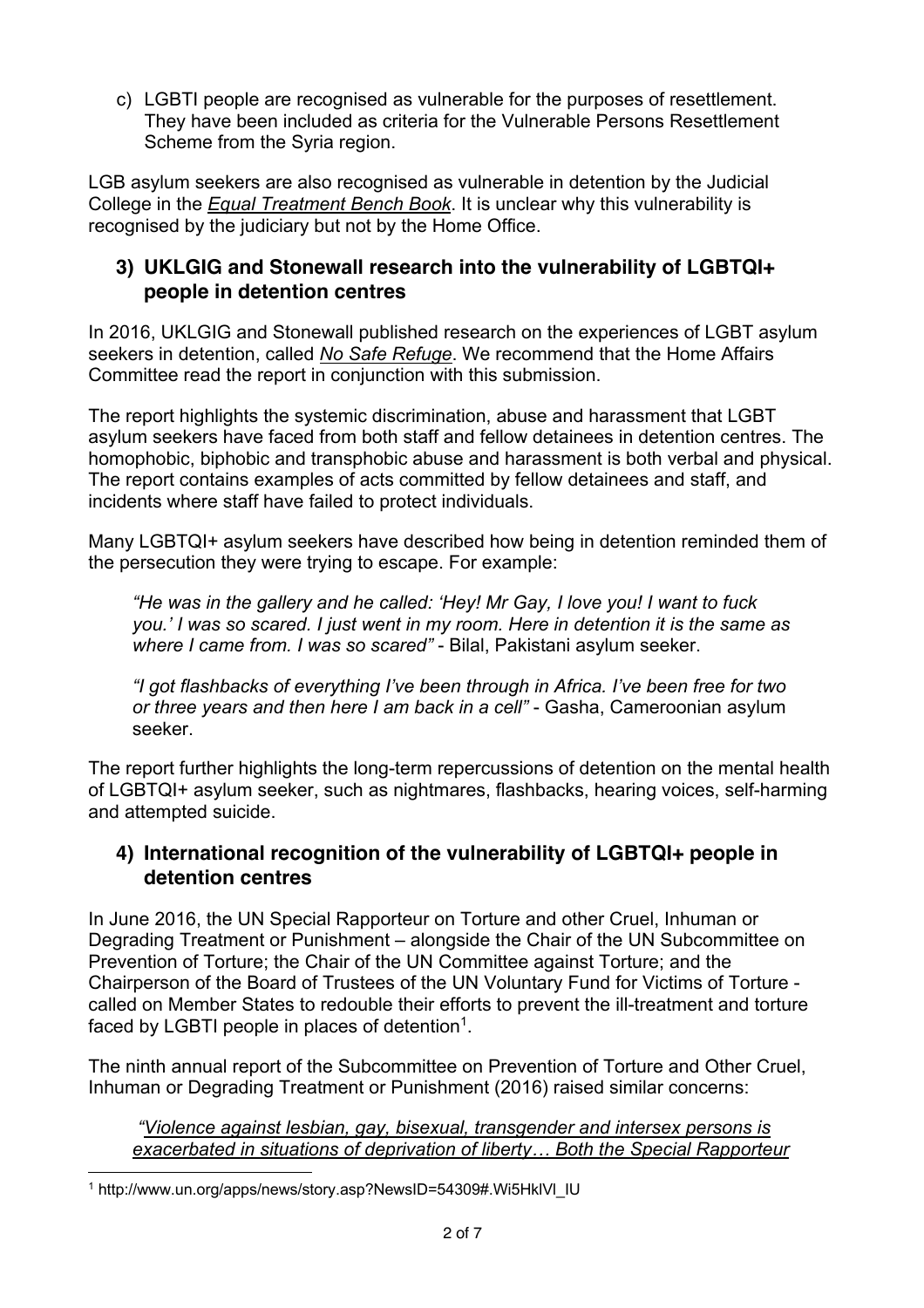c) LGBTI people are recognised as vulnerable for the purposes of resettlement. They have been included as criteria for the Vulnerable Persons Resettlement Scheme from the Syria region.

LGB asylum seekers are also recognised as vulnerable in detention by the Judicial College in the *Equal Treatment Bench Book*. It is unclear why this vulnerability is recognised by the judiciary but not by the Home Office.

### 3) UKLGIG and Stonewall research into the vulnerability of LGBTQI+ people in detention centres

In 2016, UKLGIG and Stonewall published research on the experiences of LGBT asylum seekers in detention, called *No Safe Refuge*. We recommend that the Home Affairs Committee read the report in conjunction with this submission.

The report highlights the systemic discrimination, abuse and harassment that LGBT asylum seekers have faced from both staff and fellow detainees in detention centres. The homophobic, biphobic and transphobic abuse and harassment is both verbal and physical. The report contains examples of acts committed by fellow detainees and staff, and incidents where staff have failed to protect individuals.

Many LGBTQI+ asylum seekers have described how being in detention reminded them of the persecution they were trying to escape. For example:

> *"He was in the gallery and he called: 'Hey! Mr Gay, I love you! I want to fuck you.' I was so scared. I just went in my room. Here in detention it is the same as where I came from. I was so scared"* - Bilal, Pakistani asylum seeker.
>
> *"I got flashbacks of everything I've been through in Africa. I've been free for two or three years and then here I am back in a cell"* - Gasha, Cameroonian asylum seeker.

The report further highlights the long-term repercussions of detention on the mental health of LGBTQI+ asylum seeker, such as nightmares, flashbacks, hearing voices, self-harming and attempted suicide.

### 4) International recognition of the vulnerability of LGBTQI+ people in detention centres

In June 2016, the UN Special Rapporteur on Torture and other Cruel, Inhuman or Degrading Treatment or Punishment – alongside the Chair of the UN Subcommittee on Prevention of Torture; the Chair of the UN Committee against Torture; and the Chairperson of the Board of Trustees of the UN Voluntary Fund for Victims of Torture - called on Member States to redouble their efforts to prevent the ill-treatment and torture faced by LGBTI people in places of detention[1].

The ninth annual report of the Subcommittee on Prevention of Torture and Other Cruel, Inhuman or Degrading Treatment or Punishment (2016) raised similar concerns:

> *"Violence against lesbian, gay, bisexual, transgender and intersex persons is exacerbated in situations of deprivation of liberty… Both the Special Rapporteur*

[1] http://www.un.org/apps/news/story.asp?NewsID=54309#.Wi5HklVl_IU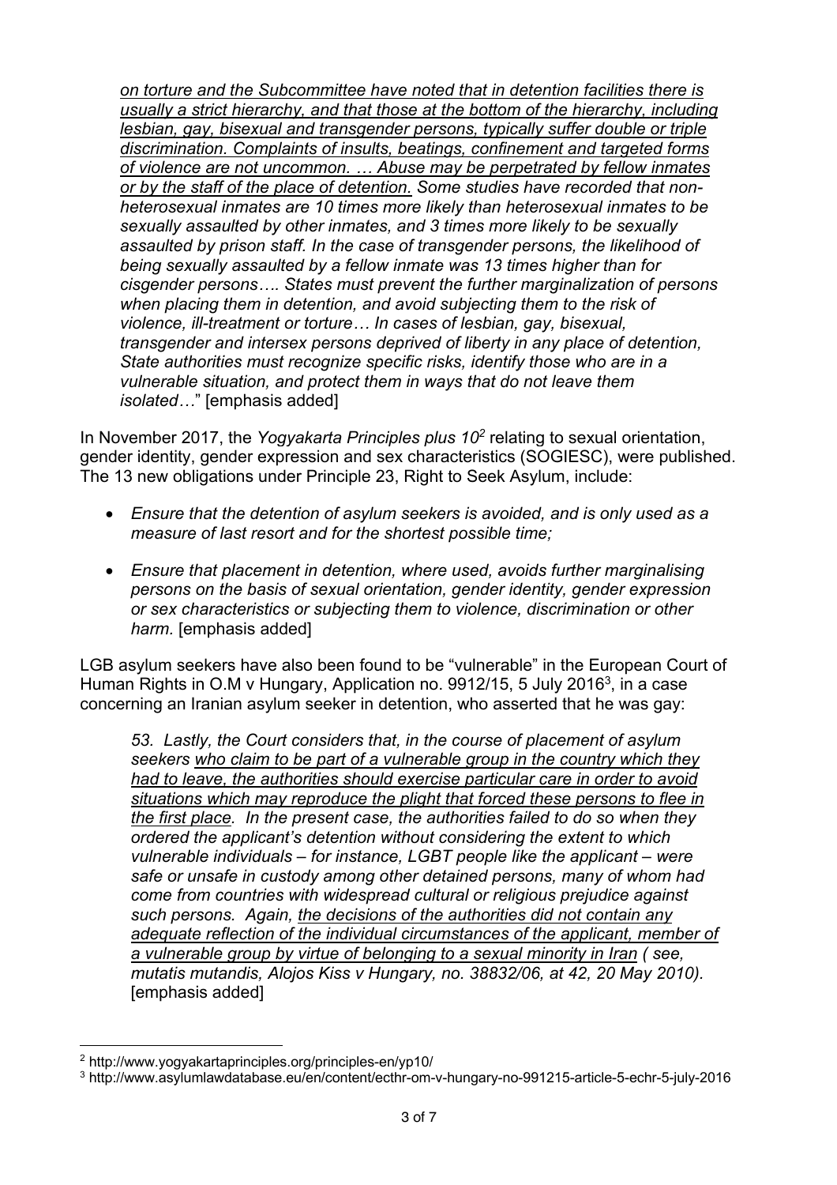*<u>on torture and the Subcommittee have noted that in detention facilities there is usually a strict hierarchy, and that those at the bottom of the hierarchy, including lesbian, gay, bisexual and transgender persons, typically suffer double or triple discrimination. Complaints of insults, beatings, confinement and targeted forms of violence are not uncommon. … Abuse may be perpetrated by fellow inmates or by the staff of the place of detention.</u> Some studies have recorded that non-heterosexual inmates are 10 times more likely than heterosexual inmates to be sexually assaulted by other inmates, and 3 times more likely to be sexually assaulted by prison staff. In the case of transgender persons, the likelihood of being sexually assaulted by a fellow inmate was 13 times higher than for cisgender persons…. States must prevent the further marginalization of persons when placing them in detention, and avoid subjecting them to the risk of violence, ill-treatment or torture… In cases of lesbian, gay, bisexual, transgender and intersex persons deprived of liberty in any place of detention, State authorities must recognize specific risks, identify those who are in a vulnerable situation, and protect them in ways that do not leave them isolated…*" [emphasis added]

In November 2017, the *Yogyakarta Principles plus 10*[2] relating to sexual orientation, gender identity, gender expression and sex characteristics (SOGIESC), were published. The 13 new obligations under Principle 23, Right to Seek Asylum, include:

- *Ensure that the detention of asylum seekers is avoided, and is only used as a measure of last resort and for the shortest possible time;*
- *Ensure that placement in detention, where used, avoids further marginalising persons on the basis of sexual orientation, gender identity, gender expression or sex characteristics or subjecting them to violence, discrimination or other harm.* [emphasis added]

LGB asylum seekers have also been found to be "vulnerable" in the European Court of Human Rights in O.M v Hungary, Application no. 9912/15, 5 July 2016[3], in a case concerning an Iranian asylum seeker in detention, who asserted that he was gay:

> *53. Lastly, the Court considers that, in the course of placement of asylum seekers <u>who claim to be part of a vulnerable group in the country which they had to leave, the authorities should exercise particular care in order to avoid situations which may reproduce the plight that forced these persons to flee in the first place</u>. In the present case, the authorities failed to do so when they ordered the applicant's detention without considering the extent to which vulnerable individuals – for instance, LGBT people like the applicant – were safe or unsafe in custody among other detained persons, many of whom had come from countries with widespread cultural or religious prejudice against such persons. Again, <u>the decisions of the authorities did not contain any adequate reflection of the individual circumstances of the applicant, member of a vulnerable group by virtue of belonging to a sexual minority in Iran</u> ( see, mutatis mutandis, Alojos Kiss v Hungary, no. 38832/06, at 42, 20 May 2010).* [emphasis added]

---

[2] http://www.yogyakartaprinciples.org/principles-en/yp10/

[3] http://www.asylumlawdatabase.eu/en/content/ecthr-om-v-hungary-no-991215-article-5-echr-5-july-2016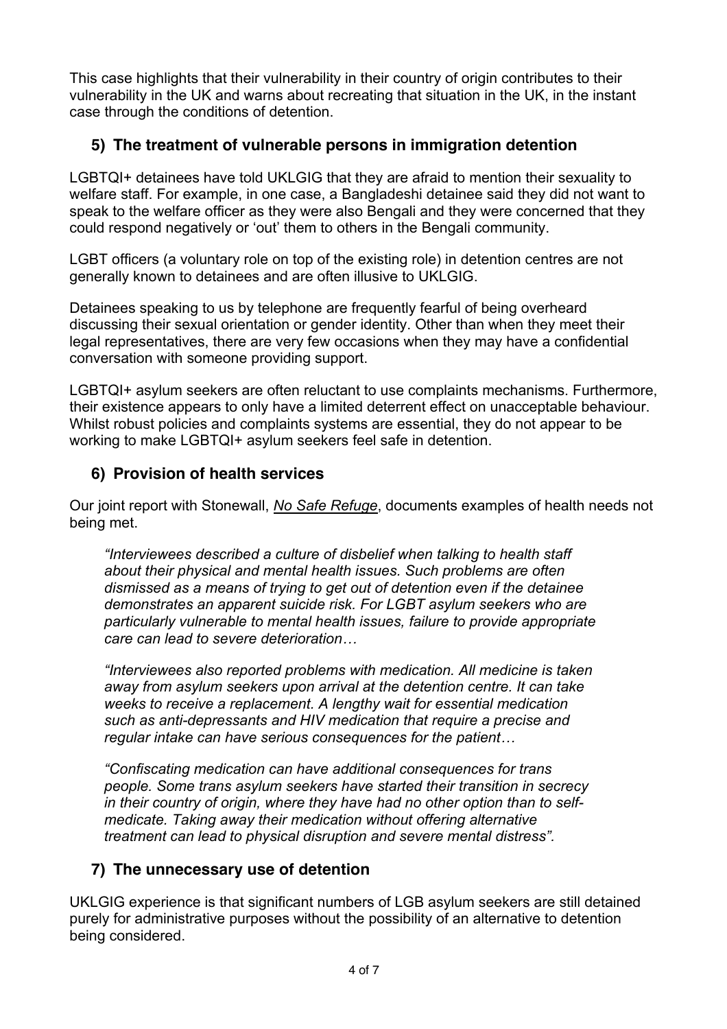This case highlights that their vulnerability in their country of origin contributes to their vulnerability in the UK and warns about recreating that situation in the UK, in the instant case through the conditions of detention.

## 5) The treatment of vulnerable persons in immigration detention

LGBTQI+ detainees have told UKLGIG that they are afraid to mention their sexuality to welfare staff. For example, in one case, a Bangladeshi detainee said they did not want to speak to the welfare officer as they were also Bengali and they were concerned that they could respond negatively or 'out' them to others in the Bengali community.

LGBT officers (a voluntary role on top of the existing role) in detention centres are not generally known to detainees and are often illusive to UKLGIG.

Detainees speaking to us by telephone are frequently fearful of being overheard discussing their sexual orientation or gender identity. Other than when they meet their legal representatives, there are very few occasions when they may have a confidential conversation with someone providing support.

LGBTQI+ asylum seekers are often reluctant to use complaints mechanisms. Furthermore, their existence appears to only have a limited deterrent effect on unacceptable behaviour. Whilst robust policies and complaints systems are essential, they do not appear to be working to make LGBTQI+ asylum seekers feel safe in detention.

## 6) Provision of health services

Our joint report with Stonewall, *No Safe Refuge*, documents examples of health needs not being met.

> *"Interviewees described a culture of disbelief when talking to health staff about their physical and mental health issues. Such problems are often dismissed as a means of trying to get out of detention even if the detainee demonstrates an apparent suicide risk. For LGBT asylum seekers who are particularly vulnerable to mental health issues, failure to provide appropriate care can lead to severe deterioration…*
>
> *"Interviewees also reported problems with medication. All medicine is taken away from asylum seekers upon arrival at the detention centre. It can take weeks to receive a replacement. A lengthy wait for essential medication such as anti-depressants and HIV medication that require a precise and regular intake can have serious consequences for the patient…*
>
> *"Confiscating medication can have additional consequences for trans people. Some trans asylum seekers have started their transition in secrecy in their country of origin, where they have had no other option than to self-medicate. Taking away their medication without offering alternative treatment can lead to physical disruption and severe mental distress".*

## 7) The unnecessary use of detention

UKLGIG experience is that significant numbers of LGB asylum seekers are still detained purely for administrative purposes without the possibility of an alternative to detention being considered.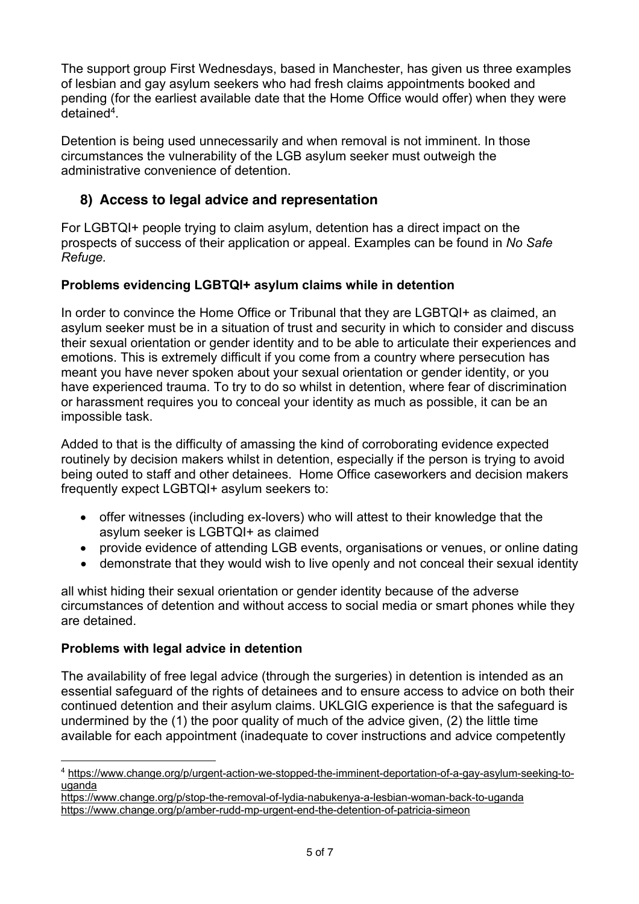The support group First Wednesdays, based in Manchester, has given us three examples of lesbian and gay asylum seekers who had fresh claims appointments booked and pending (for the earliest available date that the Home Office would offer) when they were detained[4].

Detention is being used unnecessarily and when removal is not imminent. In those circumstances the vulnerability of the LGB asylum seeker must outweigh the administrative convenience of detention.

## 8) Access to legal advice and representation

For LGBTQI+ people trying to claim asylum, detention has a direct impact on the prospects of success of their application or appeal. Examples can be found in *No Safe Refuge.*

### Problems evidencing LGBTQI+ asylum claims while in detention

In order to convince the Home Office or Tribunal that they are LGBTQI+ as claimed, an asylum seeker must be in a situation of trust and security in which to consider and discuss their sexual orientation or gender identity and to be able to articulate their experiences and emotions. This is extremely difficult if you come from a country where persecution has meant you have never spoken about your sexual orientation or gender identity, or you have experienced trauma. To try to do so whilst in detention, where fear of discrimination or harassment requires you to conceal your identity as much as possible, it can be an impossible task.

Added to that is the difficulty of amassing the kind of corroborating evidence expected routinely by decision makers whilst in detention, especially if the person is trying to avoid being outed to staff and other detainees. Home Office caseworkers and decision makers frequently expect LGBTQI+ asylum seekers to:

- offer witnesses (including ex-lovers) who will attest to their knowledge that the asylum seeker is LGBTQI+ as claimed
- provide evidence of attending LGB events, organisations or venues, or online dating
- demonstrate that they would wish to live openly and not conceal their sexual identity

all whist hiding their sexual orientation or gender identity because of the adverse circumstances of detention and without access to social media or smart phones while they are detained.

### Problems with legal advice in detention

The availability of free legal advice (through the surgeries) in detention is intended as an essential safeguard of the rights of detainees and to ensure access to advice on both their continued detention and their asylum claims. UKLGIG experience is that the safeguard is undermined by the (1) the poor quality of much of the advice given, (2) the little time available for each appointment (inadequate to cover instructions and advice competently

---

[4] https://www.change.org/p/urgent-action-we-stopped-the-imminent-deportation-of-a-gay-asylum-seeking-to-uganda
https://www.change.org/p/stop-the-removal-of-lydia-nabukenya-a-lesbian-woman-back-to-uganda
https://www.change.org/p/amber-rudd-mp-urgent-end-the-detention-of-patricia-simeon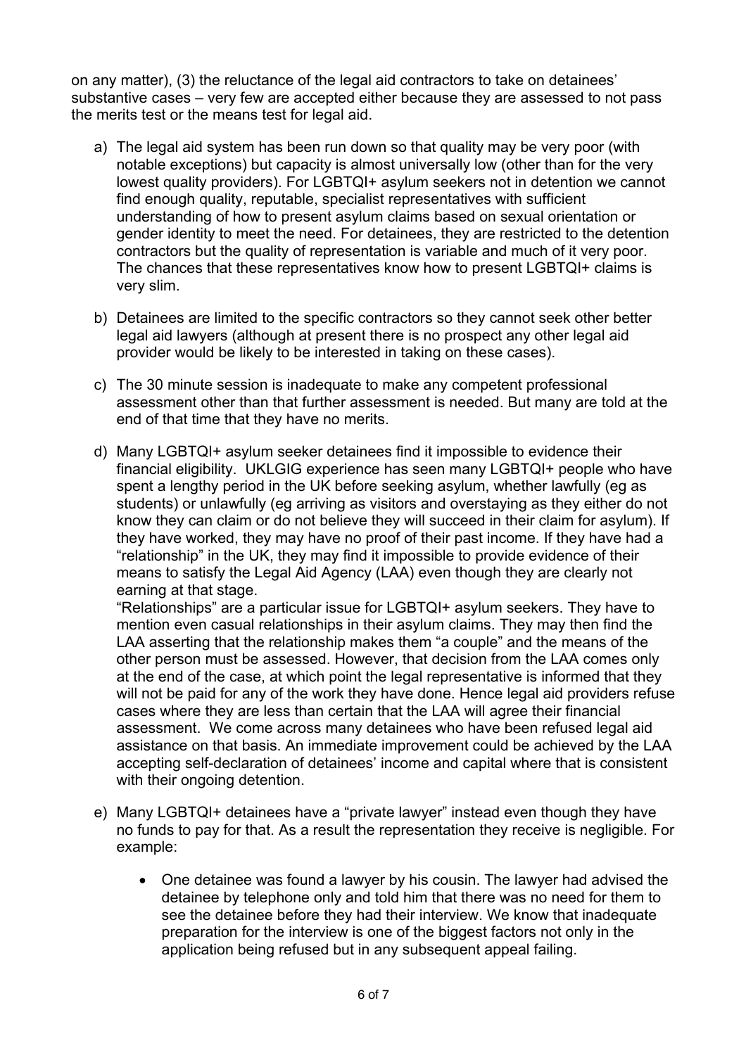on any matter), (3) the reluctance of the legal aid contractors to take on detainees' substantive cases – very few are accepted either because they are assessed to not pass the merits test or the means test for legal aid.

a) The legal aid system has been run down so that quality may be very poor (with notable exceptions) but capacity is almost universally low (other than for the very lowest quality providers). For LGBTQI+ asylum seekers not in detention we cannot find enough quality, reputable, specialist representatives with sufficient understanding of how to present asylum claims based on sexual orientation or gender identity to meet the need. For detainees, they are restricted to the detention contractors but the quality of representation is variable and much of it very poor. The chances that these representatives know how to present LGBTQI+ claims is very slim.

b) Detainees are limited to the specific contractors so they cannot seek other better legal aid lawyers (although at present there is no prospect any other legal aid provider would be likely to be interested in taking on these cases).

c) The 30 minute session is inadequate to make any competent professional assessment other than that further assessment is needed. But many are told at the end of that time that they have no merits.

d) Many LGBTQI+ asylum seeker detainees find it impossible to evidence their financial eligibility. UKLGIG experience has seen many LGBTQI+ people who have spent a lengthy period in the UK before seeking asylum, whether lawfully (eg as students) or unlawfully (eg arriving as visitors and overstaying as they either do not know they can claim or do not believe they will succeed in their claim for asylum). If they have worked, they may have no proof of their past income. If they have had a "relationship" in the UK, they may find it impossible to provide evidence of their means to satisfy the Legal Aid Agency (LAA) even though they are clearly not earning at that stage.
"Relationships" are a particular issue for LGBTQI+ asylum seekers. They have to mention even casual relationships in their asylum claims. They may then find the LAA asserting that the relationship makes them "a couple" and the means of the other person must be assessed. However, that decision from the LAA comes only at the end of the case, at which point the legal representative is informed that they will not be paid for any of the work they have done. Hence legal aid providers refuse cases where they are less than certain that the LAA will agree their financial assessment. We come across many detainees who have been refused legal aid assistance on that basis. An immediate improvement could be achieved by the LAA accepting self-declaration of detainees' income and capital where that is consistent with their ongoing detention.

e) Many LGBTQI+ detainees have a "private lawyer" instead even though they have no funds to pay for that. As a result the representation they receive is negligible. For example:

    - One detainee was found a lawyer by his cousin. The lawyer had advised the detainee by telephone only and told him that there was no need for them to see the detainee before they had their interview. We know that inadequate preparation for the interview is one of the biggest factors not only in the application being refused but in any subsequent appeal failing.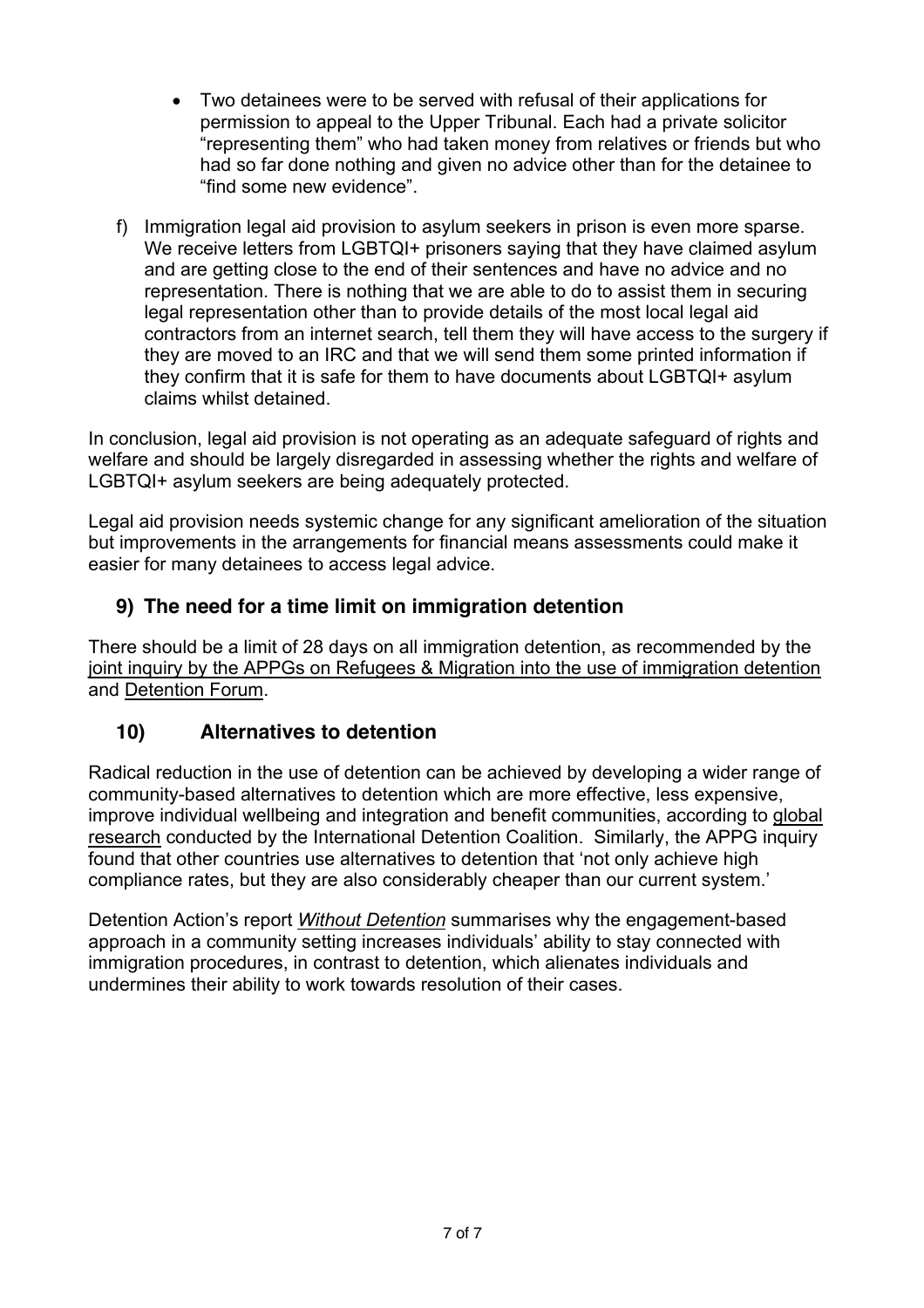- Two detainees were to be served with refusal of their applications for permission to appeal to the Upper Tribunal. Each had a private solicitor "representing them" who had taken money from relatives or friends but who had so far done nothing and given no advice other than for the detainee to "find some new evidence".

f) Immigration legal aid provision to asylum seekers in prison is even more sparse. We receive letters from LGBTQI+ prisoners saying that they have claimed asylum and are getting close to the end of their sentences and have no advice and no representation. There is nothing that we are able to do to assist them in securing legal representation other than to provide details of the most local legal aid contractors from an internet search, tell them they will have access to the surgery if they are moved to an IRC and that we will send them some printed information if they confirm that it is safe for them to have documents about LGBTQI+ asylum claims whilst detained.

In conclusion, legal aid provision is not operating as an adequate safeguard of rights and welfare and should be largely disregarded in assessing whether the rights and welfare of LGBTQI+ asylum seekers are being adequately protected.

Legal aid provision needs systemic change for any significant amelioration of the situation but improvements in the arrangements for financial means assessments could make it easier for many detainees to access legal advice.

## 9) The need for a time limit on immigration detention

There should be a limit of 28 days on all immigration detention, as recommended by the joint inquiry by the APPGs on Refugees & Migration into the use of immigration detention and Detention Forum.

## 10) Alternatives to detention

Radical reduction in the use of detention can be achieved by developing a wider range of community-based alternatives to detention which are more effective, less expensive, improve individual wellbeing and integration and benefit communities, according to global research conducted by the International Detention Coalition. Similarly, the APPG inquiry found that other countries use alternatives to detention that 'not only achieve high compliance rates, but they are also considerably cheaper than our current system.'

Detention Action's report *Without Detention* summarises why the engagement-based approach in a community setting increases individuals' ability to stay connected with immigration procedures, in contrast to detention, which alienates individuals and undermines their ability to work towards resolution of their cases.